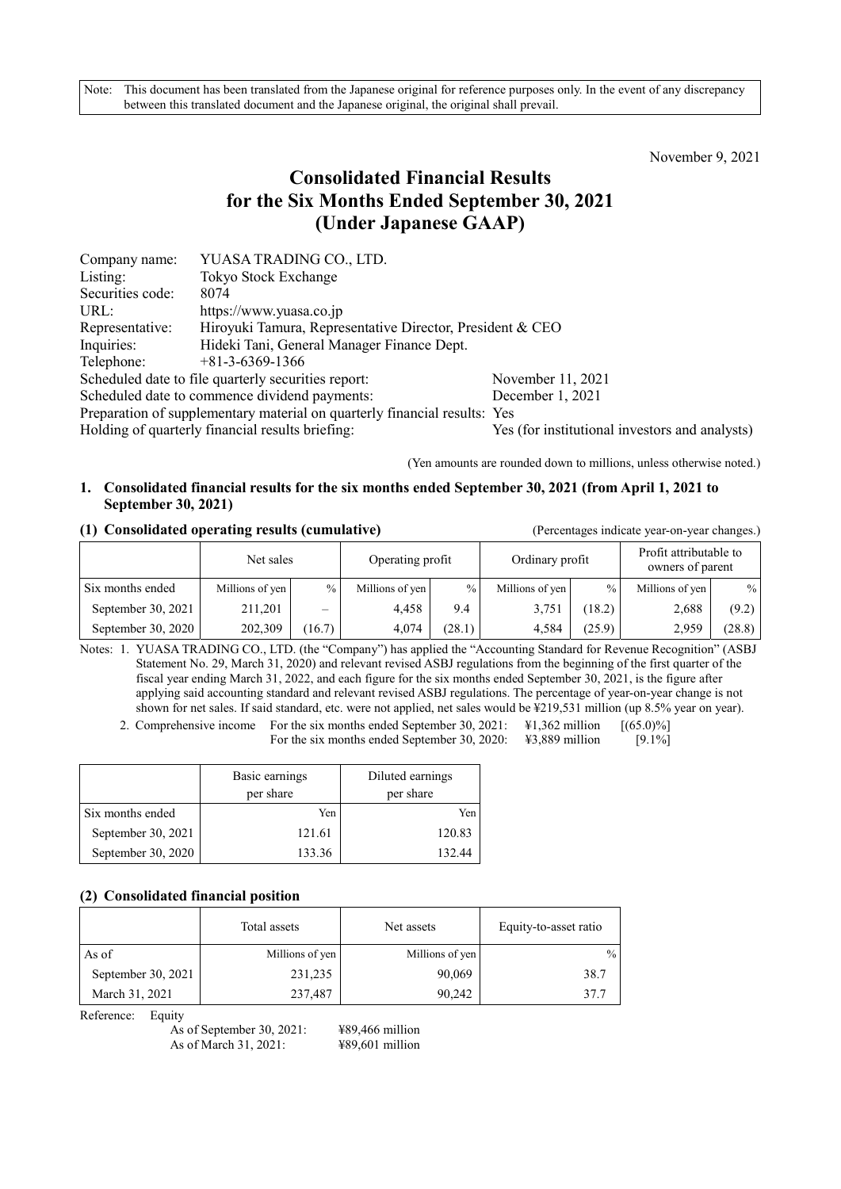Note: This document has been translated from the Japanese original for reference purposes only. In the event of any discrepancy between this translated document and the Japanese original, the original shall prevail.

November 9, 2021

# Consolidated Financial Results for the Six Months Ended September 30, 2021 (Under Japanese GAAP)

| | |
|---|---|
| Company name: | YUASA TRADING CO., LTD. |
| Listing: | Tokyo Stock Exchange |
| Securities code: | 8074 |
| URL: | https://www.yuasa.co.jp |
| Representative: | Hiroyuki Tamura, Representative Director, President & CEO |
| Inquiries: | Hideki Tani, General Manager Finance Dept. |
| Telephone: | +81-3-6369-1366 |

Scheduled date to file quarterly securities report: November 11, 2021
Scheduled date to commence dividend payments: December 1, 2021
Preparation of supplementary material on quarterly financial results: Yes
Holding of quarterly financial results briefing: Yes (for institutional investors and analysts)

(Yen amounts are rounded down to millions, unless otherwise noted.)

## 1. Consolidated financial results for the six months ended September 30, 2021 (from April 1, 2021 to September 30, 2021)

### (1) Consolidated operating results (cumulative)

(Percentages indicate year-on-year changes.)

| | Net sales | | Operating profit | | Ordinary profit | | Profit attributable to owners of parent | |
|---|---|---|---|---|---|---|---|---|
| Six months ended | Millions of yen | % | Millions of yen | % | Millions of yen | % | Millions of yen | % |
| September 30, 2021 | 211,201 | – | 4,458 | 9.4 | 3,751 | (18.2) | 2,688 | (9.2) |
| September 30, 2020 | 202,309 | (16.7) | 4,074 | (28.1) | 4,584 | (25.9) | 2,959 | (28.8) |

Notes: 1. YUASA TRADING CO., LTD. (the "Company") has applied the "Accounting Standard for Revenue Recognition" (ASBJ Statement No. 29, March 31, 2020) and relevant revised ASBJ regulations from the beginning of the first quarter of the fiscal year ending March 31, 2022, and each figure for the six months ended September 30, 2021, is the figure after applying said accounting standard and relevant revised ASBJ regulations. The percentage of year-on-year change is not shown for net sales. If said standard, etc. were not applied, net sales would be ¥219,531 million (up 8.5% year on year).

2. Comprehensive income For the six months ended September 30, 2021: ¥1,362 million [(65.0)%]
For the six months ended September 30, 2020: ¥3,889 million [9.1%]

| | Basic earnings per share | Diluted earnings per share |
|---|---|---|
| Six months ended | Yen | Yen |
| September 30, 2021 | 121.61 | 120.83 |
| September 30, 2020 | 133.36 | 132.44 |

### (2) Consolidated financial position

| | Total assets | Net assets | Equity-to-asset ratio |
|---|---|---|---|
| As of | Millions of yen | Millions of yen | % |
| September 30, 2021 | 231,235 | 90,069 | 38.7 |
| March 31, 2021 | 237,487 | 90,242 | 37.7 |

Reference: Equity
As of September 30, 2021: ¥89,466 million
As of March 31, 2021: ¥89,601 million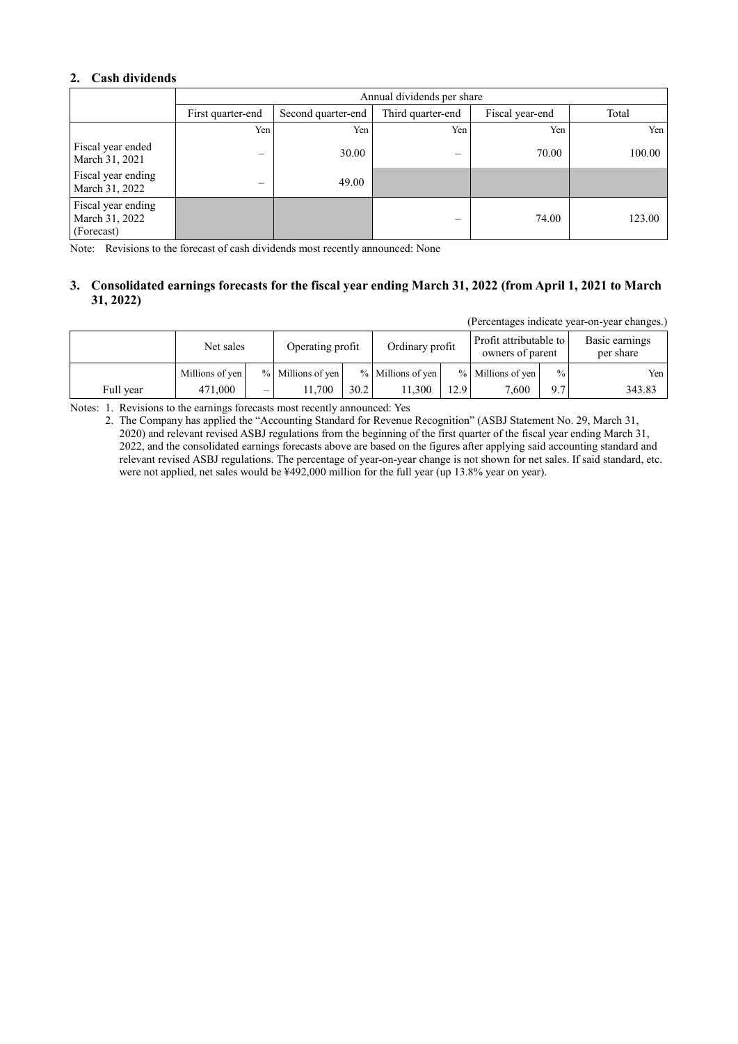## 2. Cash dividends

| | Annual dividends per share | | | | |
|---|---|---|---|---|---|
| | First quarter-end | Second quarter-end | Third quarter-end | Fiscal year-end | Total |
| | Yen | Yen | Yen | Yen | Yen |
| Fiscal year ended March 31, 2021 | – | 30.00 | – | 70.00 | 100.00 |
| Fiscal year ending March 31, 2022 | – | 49.00 | | | |
| Fiscal year ending March 31, 2022 (Forecast) | | | – | 74.00 | 123.00 |

Note: Revisions to the forecast of cash dividends most recently announced: None

## 3. Consolidated earnings forecasts for the fiscal year ending March 31, 2022 (from April 1, 2021 to March 31, 2022)

(Percentages indicate year-on-year changes.)

| | Net sales | | Operating profit | | Ordinary profit | | Profit attributable to owners of parent | | Basic earnings per share |
|---|---|---|---|---|---|---|---|---|---|
| | Millions of yen | % | Millions of yen | % | Millions of yen | % | Millions of yen | % | Yen |
| Full year | 471,000 | – | 11,700 | 30.2 | 11,300 | 12.9 | 7,600 | 9.7 | 343.83 |

Notes: 1. Revisions to the earnings forecasts most recently announced: Yes

2. The Company has applied the "Accounting Standard for Revenue Recognition" (ASBJ Statement No. 29, March 31, 2020) and relevant revised ASBJ regulations from the beginning of the first quarter of the fiscal year ending March 31, 2022, and the consolidated earnings forecasts above are based on the figures after applying said accounting standard and relevant revised ASBJ regulations. The percentage of year-on-year change is not shown for net sales. If said standard, etc. were not applied, net sales would be ¥492,000 million for the full year (up 13.8% year on year).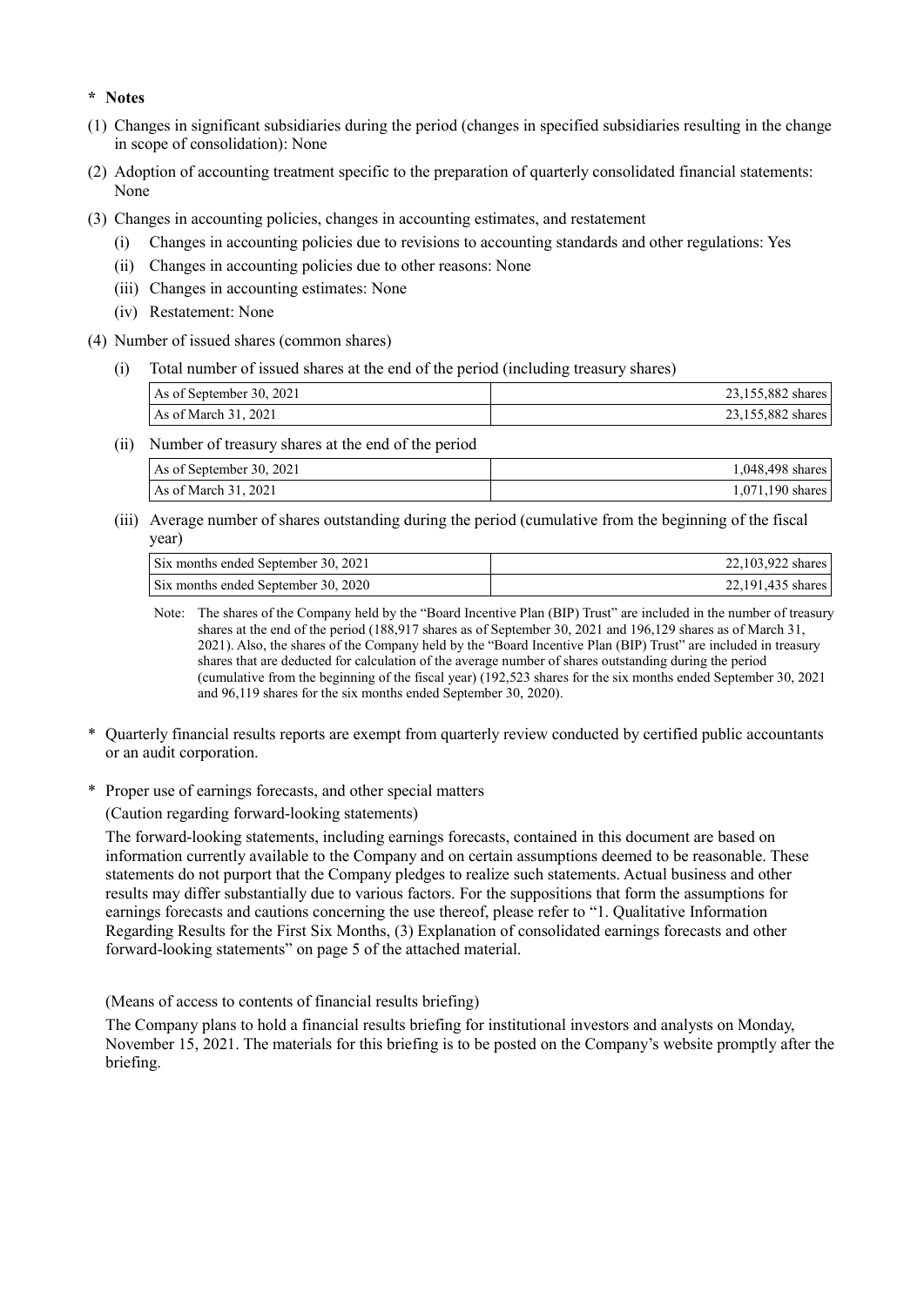**\* Notes**

(1) Changes in significant subsidiaries during the period (changes in specified subsidiaries resulting in the change in scope of consolidation): None

(2) Adoption of accounting treatment specific to the preparation of quarterly consolidated financial statements: None

(3) Changes in accounting policies, changes in accounting estimates, and restatement

  (i) Changes in accounting policies due to revisions to accounting standards and other regulations: Yes

  (ii) Changes in accounting policies due to other reasons: None

  (iii) Changes in accounting estimates: None

  (iv) Restatement: None

(4) Number of issued shares (common shares)

  (i) Total number of issued shares at the end of the period (including treasury shares)

| | |
|---|---|
| As of September 30, 2021 | 23,155,882 shares |
| As of March 31, 2021 | 23,155,882 shares |

  (ii) Number of treasury shares at the end of the period

| | |
|---|---|
| As of September 30, 2021 | 1,048,498 shares |
| As of March 31, 2021 | 1,071,190 shares |

  (iii) Average number of shares outstanding during the period (cumulative from the beginning of the fiscal year)

| | |
|---|---|
| Six months ended September 30, 2021 | 22,103,922 shares |
| Six months ended September 30, 2020 | 22,191,435 shares |

Note: The shares of the Company held by the "Board Incentive Plan (BIP) Trust" are included in the number of treasury shares at the end of the period (188,917 shares as of September 30, 2021 and 196,129 shares as of March 31, 2021). Also, the shares of the Company held by the "Board Incentive Plan (BIP) Trust" are included in treasury shares that are deducted for calculation of the average number of shares outstanding during the period (cumulative from the beginning of the fiscal year) (192,523 shares for the six months ended September 30, 2021 and 96,119 shares for the six months ended September 30, 2020).

\* Quarterly financial results reports are exempt from quarterly review conducted by certified public accountants or an audit corporation.

\* Proper use of earnings forecasts, and other special matters

(Caution regarding forward-looking statements)

The forward-looking statements, including earnings forecasts, contained in this document are based on information currently available to the Company and on certain assumptions deemed to be reasonable. These statements do not purport that the Company pledges to realize such statements. Actual business and other results may differ substantially due to various factors. For the suppositions that form the assumptions for earnings forecasts and cautions concerning the use thereof, please refer to "1. Qualitative Information Regarding Results for the First Six Months, (3) Explanation of consolidated earnings forecasts and other forward-looking statements" on page 5 of the attached material.

(Means of access to contents of financial results briefing)

The Company plans to hold a financial results briefing for institutional investors and analysts on Monday, November 15, 2021. The materials for this briefing is to be posted on the Company's website promptly after the briefing.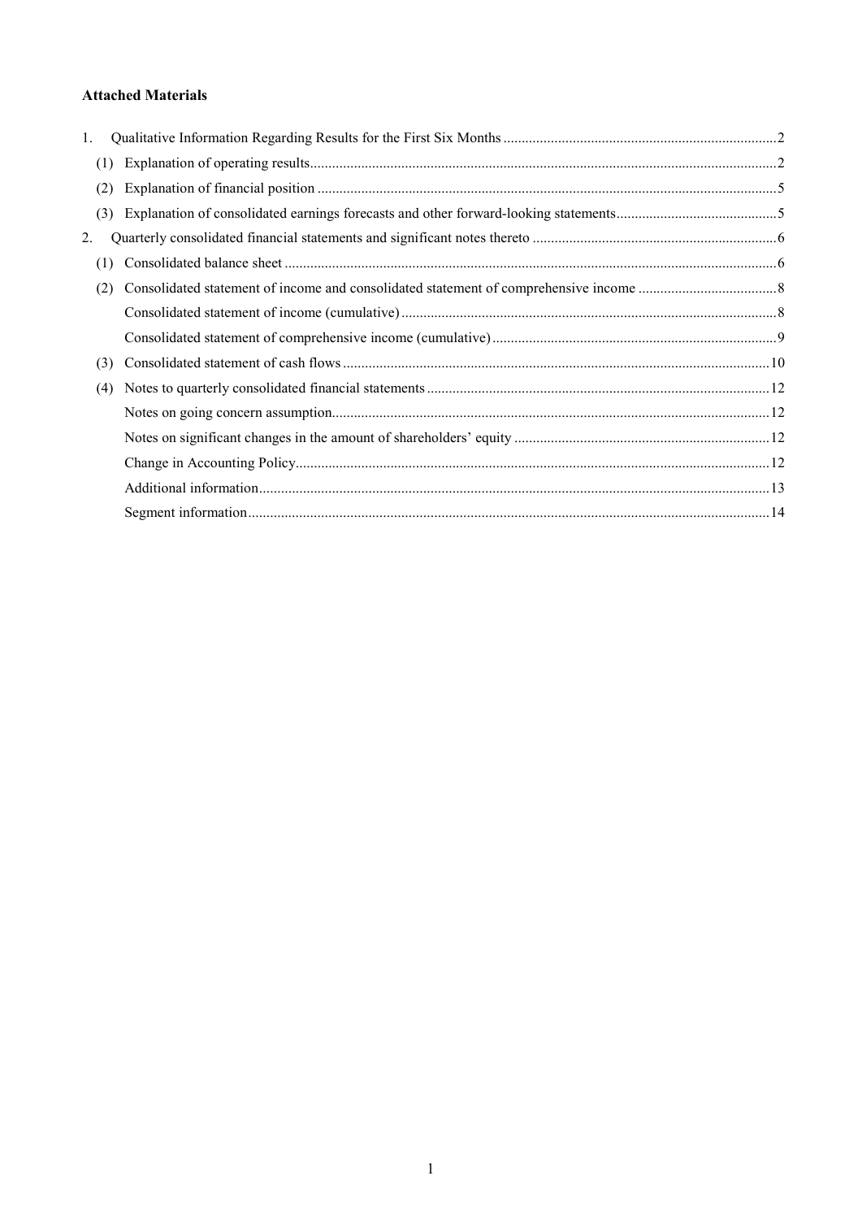**Attached Materials**

1. Qualitative Information Regarding Results for the First Six Months ..........2
   (1) Explanation of operating results ..........2
   (2) Explanation of financial position ..........5
   (3) Explanation of consolidated earnings forecasts and other forward-looking statements ..........5
2. Quarterly consolidated financial statements and significant notes thereto ..........6
   (1) Consolidated balance sheet ..........6
   (2) Consolidated statement of income and consolidated statement of comprehensive income ..........8
       Consolidated statement of income (cumulative) ..........8
       Consolidated statement of comprehensive income (cumulative) ..........9
   (3) Consolidated statement of cash flows ..........10
   (4) Notes to quarterly consolidated financial statements ..........12
       Notes on going concern assumption ..........12
       Notes on significant changes in the amount of shareholders' equity ..........12
       Change in Accounting Policy ..........12
       Additional information ..........13
       Segment information ..........14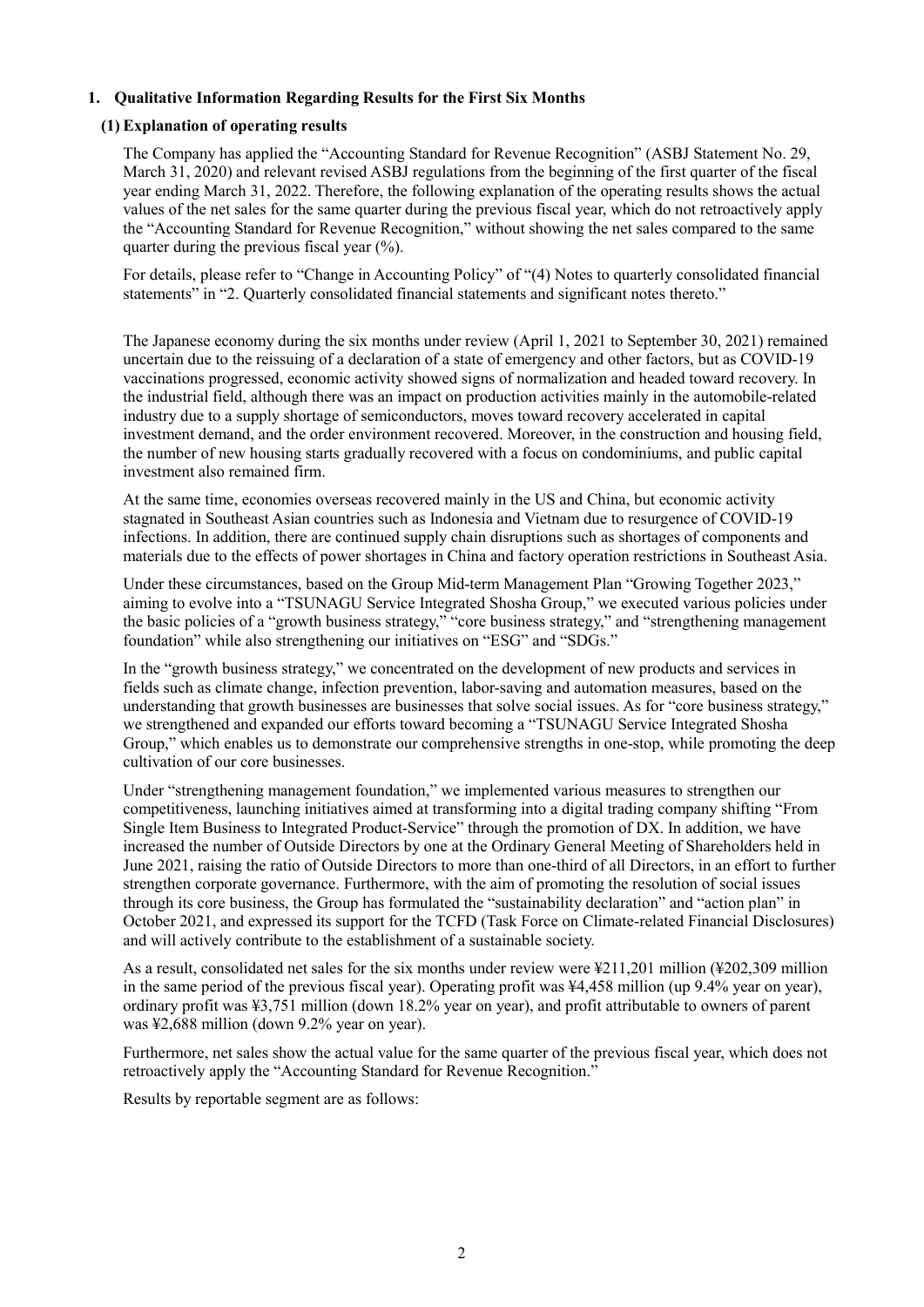## 1. Qualitative Information Regarding Results for the First Six Months

### (1) Explanation of operating results

The Company has applied the "Accounting Standard for Revenue Recognition" (ASBJ Statement No. 29, March 31, 2020) and relevant revised ASBJ regulations from the beginning of the first quarter of the fiscal year ending March 31, 2022. Therefore, the following explanation of the operating results shows the actual values of the net sales for the same quarter during the previous fiscal year, which do not retroactively apply the "Accounting Standard for Revenue Recognition," without showing the net sales compared to the same quarter during the previous fiscal year (%).

For details, please refer to "Change in Accounting Policy" of "(4) Notes to quarterly consolidated financial statements" in "2. Quarterly consolidated financial statements and significant notes thereto."

The Japanese economy during the six months under review (April 1, 2021 to September 30, 2021) remained uncertain due to the reissuing of a declaration of a state of emergency and other factors, but as COVID-19 vaccinations progressed, economic activity showed signs of normalization and headed toward recovery. In the industrial field, although there was an impact on production activities mainly in the automobile-related industry due to a supply shortage of semiconductors, moves toward recovery accelerated in capital investment demand, and the order environment recovered. Moreover, in the construction and housing field, the number of new housing starts gradually recovered with a focus on condominiums, and public capital investment also remained firm.

At the same time, economies overseas recovered mainly in the US and China, but economic activity stagnated in Southeast Asian countries such as Indonesia and Vietnam due to resurgence of COVID-19 infections. In addition, there are continued supply chain disruptions such as shortages of components and materials due to the effects of power shortages in China and factory operation restrictions in Southeast Asia.

Under these circumstances, based on the Group Mid-term Management Plan "Growing Together 2023," aiming to evolve into a "TSUNAGU Service Integrated Shosha Group," we executed various policies under the basic policies of a "growth business strategy," "core business strategy," and "strengthening management foundation" while also strengthening our initiatives on "ESG" and "SDGs."

In the "growth business strategy," we concentrated on the development of new products and services in fields such as climate change, infection prevention, labor-saving and automation measures, based on the understanding that growth businesses are businesses that solve social issues. As for "core business strategy," we strengthened and expanded our efforts toward becoming a "TSUNAGU Service Integrated Shosha Group," which enables us to demonstrate our comprehensive strengths in one-stop, while promoting the deep cultivation of our core businesses.

Under "strengthening management foundation," we implemented various measures to strengthen our competitiveness, launching initiatives aimed at transforming into a digital trading company shifting "From Single Item Business to Integrated Product-Service" through the promotion of DX. In addition, we have increased the number of Outside Directors by one at the Ordinary General Meeting of Shareholders held in June 2021, raising the ratio of Outside Directors to more than one-third of all Directors, in an effort to further strengthen corporate governance. Furthermore, with the aim of promoting the resolution of social issues through its core business, the Group has formulated the "sustainability declaration" and "action plan" in October 2021, and expressed its support for the TCFD (Task Force on Climate-related Financial Disclosures) and will actively contribute to the establishment of a sustainable society.

As a result, consolidated net sales for the six months under review were ¥211,201 million (¥202,309 million in the same period of the previous fiscal year). Operating profit was ¥4,458 million (up 9.4% year on year), ordinary profit was ¥3,751 million (down 18.2% year on year), and profit attributable to owners of parent was ¥2,688 million (down 9.2% year on year).

Furthermore, net sales show the actual value for the same quarter of the previous fiscal year, which does not retroactively apply the "Accounting Standard for Revenue Recognition."

Results by reportable segment are as follows: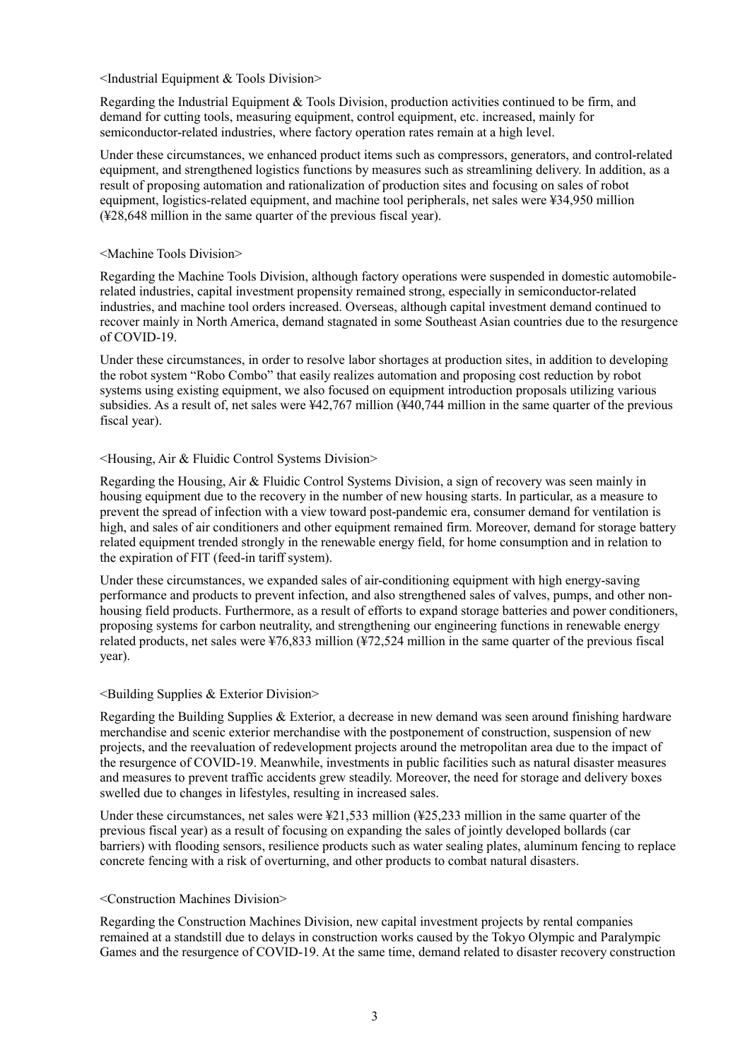<Industrial Equipment & Tools Division>

Regarding the Industrial Equipment & Tools Division, production activities continued to be firm, and demand for cutting tools, measuring equipment, control equipment, etc. increased, mainly for semiconductor-related industries, where factory operation rates remain at a high level.

Under these circumstances, we enhanced product items such as compressors, generators, and control-related equipment, and strengthened logistics functions by measures such as streamlining delivery. In addition, as a result of proposing automation and rationalization of production sites and focusing on sales of robot equipment, logistics-related equipment, and machine tool peripherals, net sales were ¥34,950 million (¥28,648 million in the same quarter of the previous fiscal year).

<Machine Tools Division>

Regarding the Machine Tools Division, although factory operations were suspended in domestic automobile-related industries, capital investment propensity remained strong, especially in semiconductor-related industries, and machine tool orders increased. Overseas, although capital investment demand continued to recover mainly in North America, demand stagnated in some Southeast Asian countries due to the resurgence of COVID-19.

Under these circumstances, in order to resolve labor shortages at production sites, in addition to developing the robot system "Robo Combo" that easily realizes automation and proposing cost reduction by robot systems using existing equipment, we also focused on equipment introduction proposals utilizing various subsidies. As a result of, net sales were ¥42,767 million (¥40,744 million in the same quarter of the previous fiscal year).

<Housing, Air & Fluidic Control Systems Division>

Regarding the Housing, Air & Fluidic Control Systems Division, a sign of recovery was seen mainly in housing equipment due to the recovery in the number of new housing starts. In particular, as a measure to prevent the spread of infection with a view toward post-pandemic era, consumer demand for ventilation is high, and sales of air conditioners and other equipment remained firm. Moreover, demand for storage battery related equipment trended strongly in the renewable energy field, for home consumption and in relation to the expiration of FIT (feed-in tariff system).

Under these circumstances, we expanded sales of air-conditioning equipment with high energy-saving performance and products to prevent infection, and also strengthened sales of valves, pumps, and other non-housing field products. Furthermore, as a result of efforts to expand storage batteries and power conditioners, proposing systems for carbon neutrality, and strengthening our engineering functions in renewable energy related products, net sales were ¥76,833 million (¥72,524 million in the same quarter of the previous fiscal year).

<Building Supplies & Exterior Division>

Regarding the Building Supplies & Exterior, a decrease in new demand was seen around finishing hardware merchandise and scenic exterior merchandise with the postponement of construction, suspension of new projects, and the reevaluation of redevelopment projects around the metropolitan area due to the impact of the resurgence of COVID-19. Meanwhile, investments in public facilities such as natural disaster measures and measures to prevent traffic accidents grew steadily. Moreover, the need for storage and delivery boxes swelled due to changes in lifestyles, resulting in increased sales.

Under these circumstances, net sales were ¥21,533 million (¥25,233 million in the same quarter of the previous fiscal year) as a result of focusing on expanding the sales of jointly developed bollards (car barriers) with flooding sensors, resilience products such as water sealing plates, aluminum fencing to replace concrete fencing with a risk of overturning, and other products to combat natural disasters.

<Construction Machines Division>

Regarding the Construction Machines Division, new capital investment projects by rental companies remained at a standstill due to delays in construction works caused by the Tokyo Olympic and Paralympic Games and the resurgence of COVID-19. At the same time, demand related to disaster recovery construction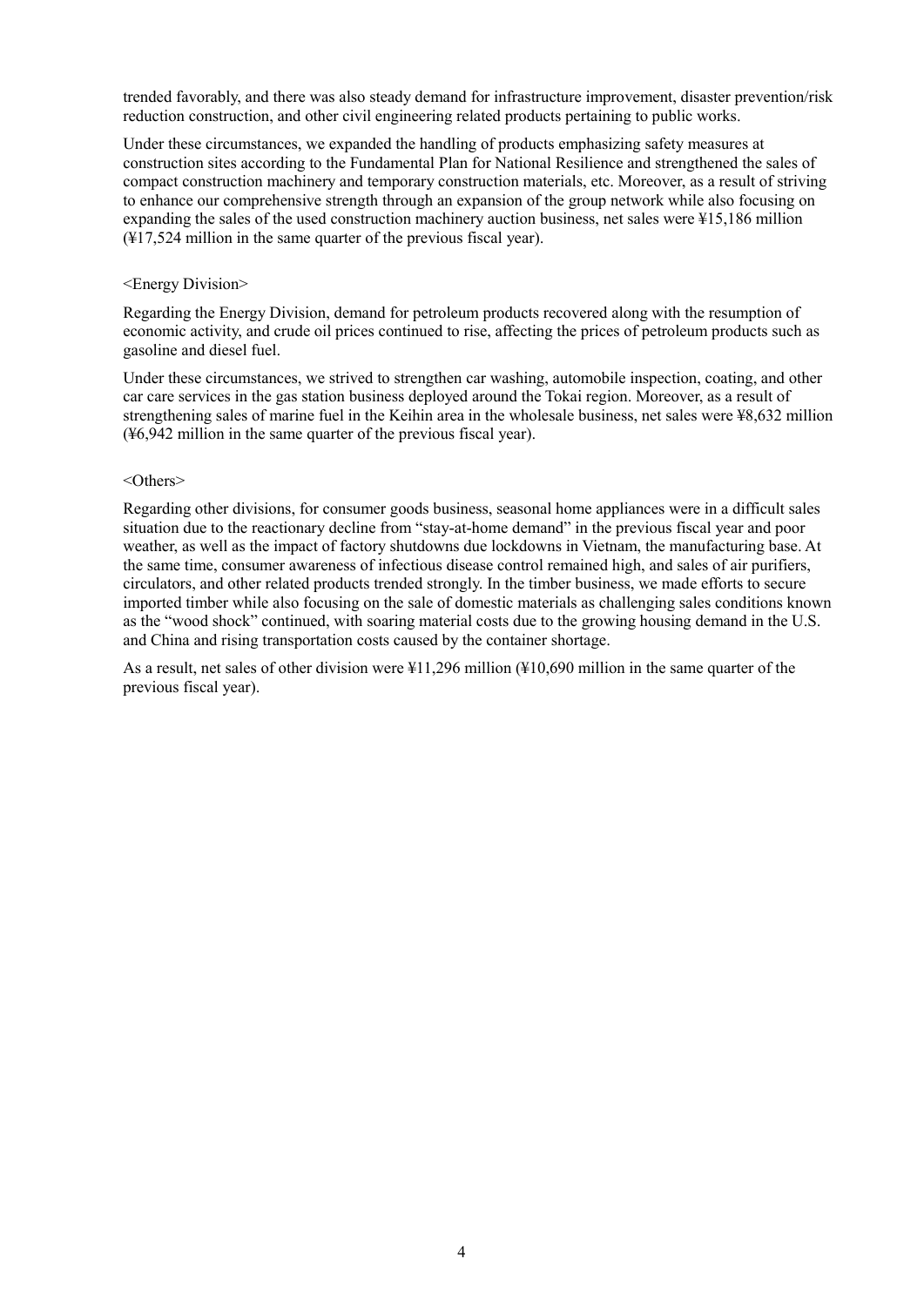trended favorably, and there was also steady demand for infrastructure improvement, disaster prevention/risk reduction construction, and other civil engineering related products pertaining to public works.

Under these circumstances, we expanded the handling of products emphasizing safety measures at construction sites according to the Fundamental Plan for National Resilience and strengthened the sales of compact construction machinery and temporary construction materials, etc. Moreover, as a result of striving to enhance our comprehensive strength through an expansion of the group network while also focusing on expanding the sales of the used construction machinery auction business, net sales were ¥15,186 million (¥17,524 million in the same quarter of the previous fiscal year).

<Energy Division>

Regarding the Energy Division, demand for petroleum products recovered along with the resumption of economic activity, and crude oil prices continued to rise, affecting the prices of petroleum products such as gasoline and diesel fuel.

Under these circumstances, we strived to strengthen car washing, automobile inspection, coating, and other car care services in the gas station business deployed around the Tokai region. Moreover, as a result of strengthening sales of marine fuel in the Keihin area in the wholesale business, net sales were ¥8,632 million (¥6,942 million in the same quarter of the previous fiscal year).

<Others>

Regarding other divisions, for consumer goods business, seasonal home appliances were in a difficult sales situation due to the reactionary decline from "stay-at-home demand" in the previous fiscal year and poor weather, as well as the impact of factory shutdowns due lockdowns in Vietnam, the manufacturing base. At the same time, consumer awareness of infectious disease control remained high, and sales of air purifiers, circulators, and other related products trended strongly. In the timber business, we made efforts to secure imported timber while also focusing on the sale of domestic materials as challenging sales conditions known as the "wood shock" continued, with soaring material costs due to the growing housing demand in the U.S. and China and rising transportation costs caused by the container shortage.

As a result, net sales of other division were ¥11,296 million (¥10,690 million in the same quarter of the previous fiscal year).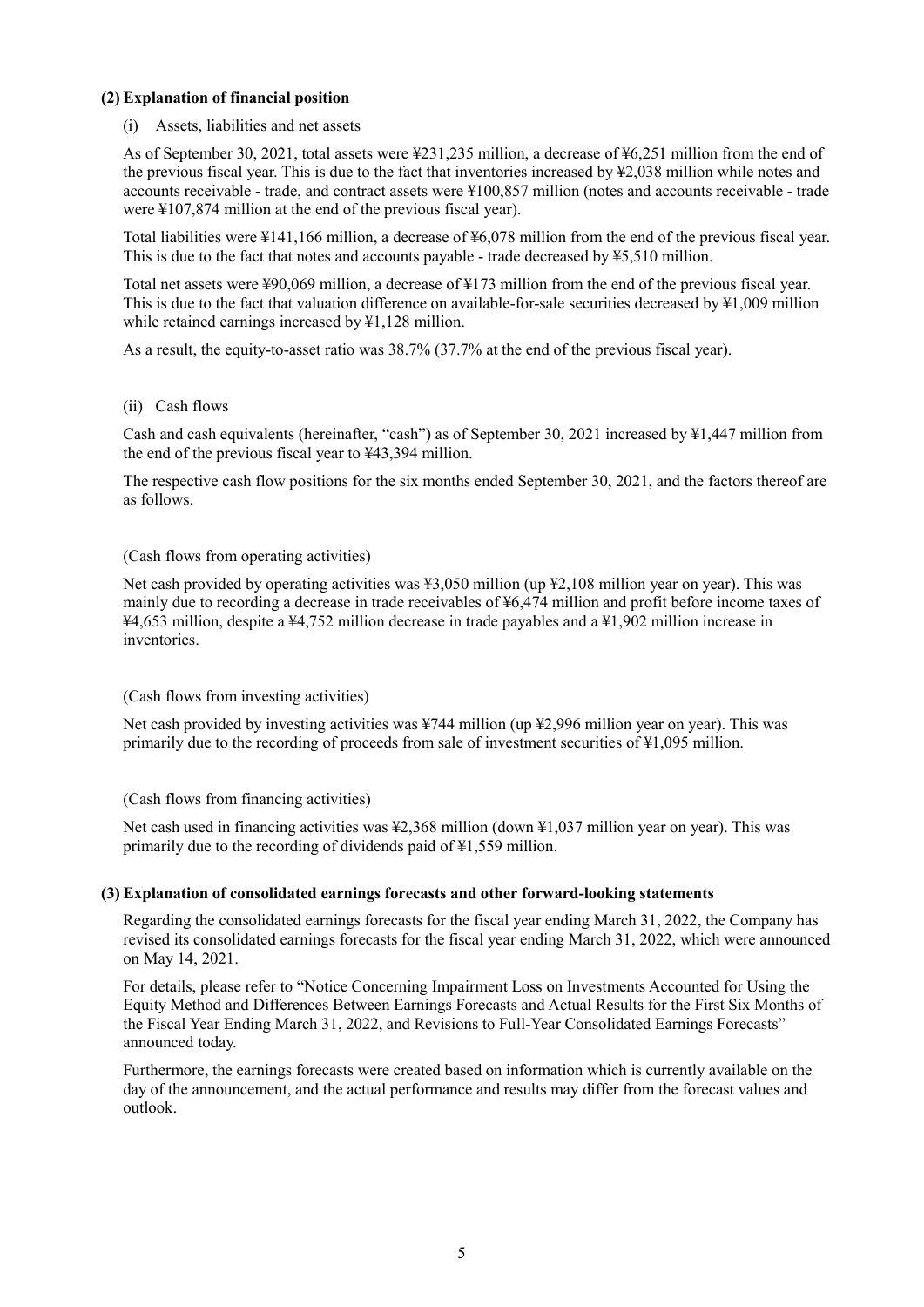### (2) Explanation of financial position

(i) Assets, liabilities and net assets

As of September 30, 2021, total assets were ¥231,235 million, a decrease of ¥6,251 million from the end of the previous fiscal year. This is due to the fact that inventories increased by ¥2,038 million while notes and accounts receivable - trade, and contract assets were ¥100,857 million (notes and accounts receivable - trade were ¥107,874 million at the end of the previous fiscal year).

Total liabilities were ¥141,166 million, a decrease of ¥6,078 million from the end of the previous fiscal year. This is due to the fact that notes and accounts payable - trade decreased by ¥5,510 million.

Total net assets were ¥90,069 million, a decrease of ¥173 million from the end of the previous fiscal year. This is due to the fact that valuation difference on available-for-sale securities decreased by ¥1,009 million while retained earnings increased by ¥1,128 million.

As a result, the equity-to-asset ratio was 38.7% (37.7% at the end of the previous fiscal year).

(ii) Cash flows

Cash and cash equivalents (hereinafter, "cash") as of September 30, 2021 increased by ¥1,447 million from the end of the previous fiscal year to ¥43,394 million.

The respective cash flow positions for the six months ended September 30, 2021, and the factors thereof are as follows.

(Cash flows from operating activities)

Net cash provided by operating activities was ¥3,050 million (up ¥2,108 million year on year). This was mainly due to recording a decrease in trade receivables of ¥6,474 million and profit before income taxes of ¥4,653 million, despite a ¥4,752 million decrease in trade payables and a ¥1,902 million increase in inventories.

(Cash flows from investing activities)

Net cash provided by investing activities was ¥744 million (up ¥2,996 million year on year). This was primarily due to the recording of proceeds from sale of investment securities of ¥1,095 million.

(Cash flows from financing activities)

Net cash used in financing activities was ¥2,368 million (down ¥1,037 million year on year). This was primarily due to the recording of dividends paid of ¥1,559 million.

### (3) Explanation of consolidated earnings forecasts and other forward-looking statements

Regarding the consolidated earnings forecasts for the fiscal year ending March 31, 2022, the Company has revised its consolidated earnings forecasts for the fiscal year ending March 31, 2022, which were announced on May 14, 2021.

For details, please refer to "Notice Concerning Impairment Loss on Investments Accounted for Using the Equity Method and Differences Between Earnings Forecasts and Actual Results for the First Six Months of the Fiscal Year Ending March 31, 2022, and Revisions to Full-Year Consolidated Earnings Forecasts" announced today.

Furthermore, the earnings forecasts were created based on information which is currently available on the day of the announcement, and the actual performance and results may differ from the forecast values and outlook.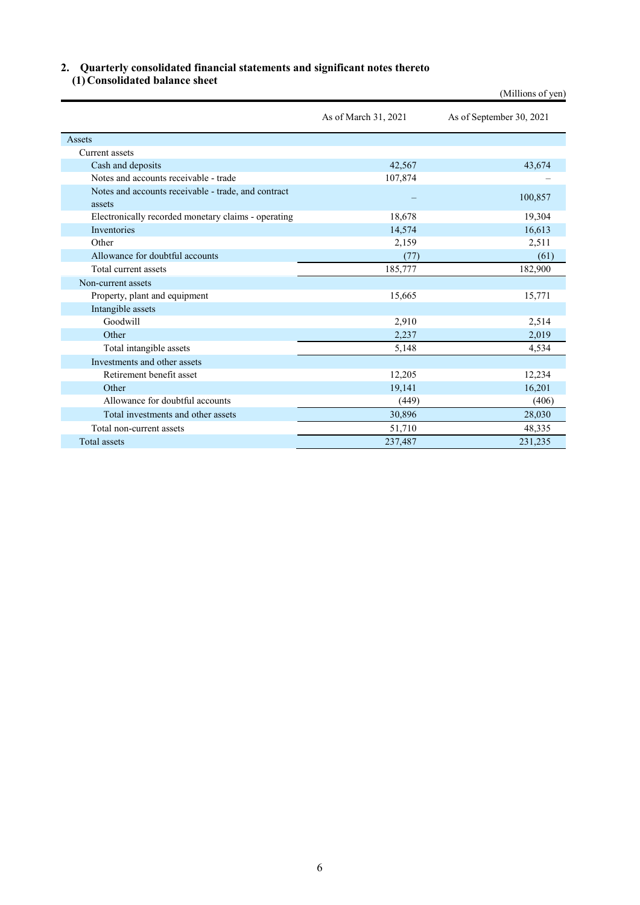## 2. Quarterly consolidated financial statements and significant notes thereto

### (1) Consolidated balance sheet

(Millions of yen)

| | As of March 31, 2021 | As of September 30, 2021 |
|---|---|---|
| Assets | | |
| Current assets | | |
| Cash and deposits | 42,567 | 43,674 |
| Notes and accounts receivable - trade | 107,874 | – |
| Notes and accounts receivable - trade, and contract assets | – | 100,857 |
| Electronically recorded monetary claims - operating | 18,678 | 19,304 |
| Inventories | 14,574 | 16,613 |
| Other | 2,159 | 2,511 |
| Allowance for doubtful accounts | (77) | (61) |
| Total current assets | 185,777 | 182,900 |
| Non-current assets | | |
| Property, plant and equipment | 15,665 | 15,771 |
| Intangible assets | | |
| Goodwill | 2,910 | 2,514 |
| Other | 2,237 | 2,019 |
| Total intangible assets | 5,148 | 4,534 |
| Investments and other assets | | |
| Retirement benefit asset | 12,205 | 12,234 |
| Other | 19,141 | 16,201 |
| Allowance for doubtful accounts | (449) | (406) |
| Total investments and other assets | 30,896 | 28,030 |
| Total non-current assets | 51,710 | 48,335 |
| Total assets | 237,487 | 231,235 |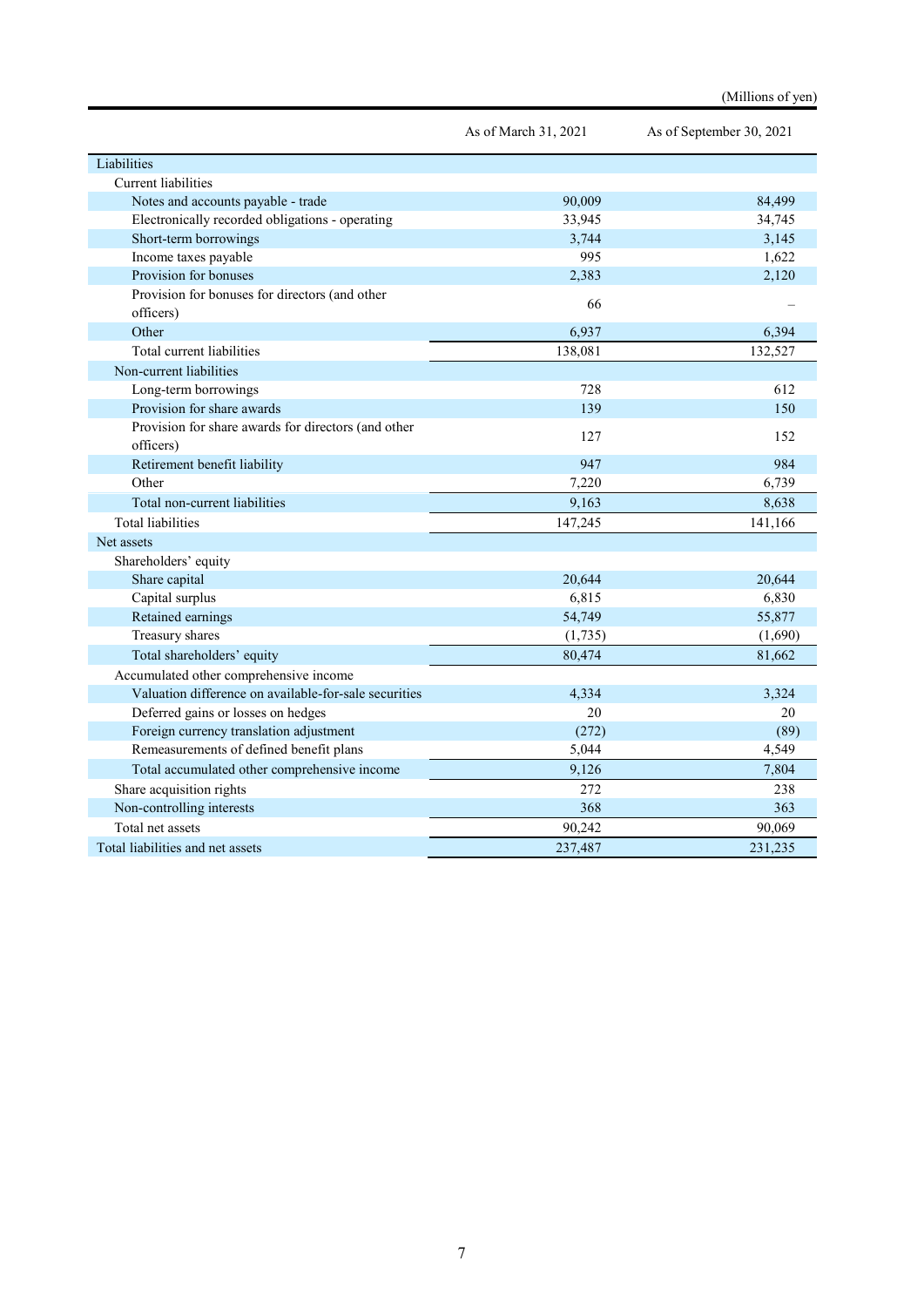(Millions of yen)

| | As of March 31, 2021 | As of September 30, 2021 |
|---|---|---|
| Liabilities | | |
| Current liabilities | | |
| Notes and accounts payable - trade | 90,009 | 84,499 |
| Electronically recorded obligations - operating | 33,945 | 34,745 |
| Short-term borrowings | 3,744 | 3,145 |
| Income taxes payable | 995 | 1,622 |
| Provision for bonuses | 2,383 | 2,120 |
| Provision for bonuses for directors (and other officers) | 66 | – |
| Other | 6,937 | 6,394 |
| Total current liabilities | 138,081 | 132,527 |
| Non-current liabilities | | |
| Long-term borrowings | 728 | 612 |
| Provision for share awards | 139 | 150 |
| Provision for share awards for directors (and other officers) | 127 | 152 |
| Retirement benefit liability | 947 | 984 |
| Other | 7,220 | 6,739 |
| Total non-current liabilities | 9,163 | 8,638 |
| Total liabilities | 147,245 | 141,166 |
| Net assets | | |
| Shareholders' equity | | |
| Share capital | 20,644 | 20,644 |
| Capital surplus | 6,815 | 6,830 |
| Retained earnings | 54,749 | 55,877 |
| Treasury shares | (1,735) | (1,690) |
| Total shareholders' equity | 80,474 | 81,662 |
| Accumulated other comprehensive income | | |
| Valuation difference on available-for-sale securities | 4,334 | 3,324 |
| Deferred gains or losses on hedges | 20 | 20 |
| Foreign currency translation adjustment | (272) | (89) |
| Remeasurements of defined benefit plans | 5,044 | 4,549 |
| Total accumulated other comprehensive income | 9,126 | 7,804 |
| Share acquisition rights | 272 | 238 |
| Non-controlling interests | 368 | 363 |
| Total net assets | 90,242 | 90,069 |
| Total liabilities and net assets | 237,487 | 231,235 |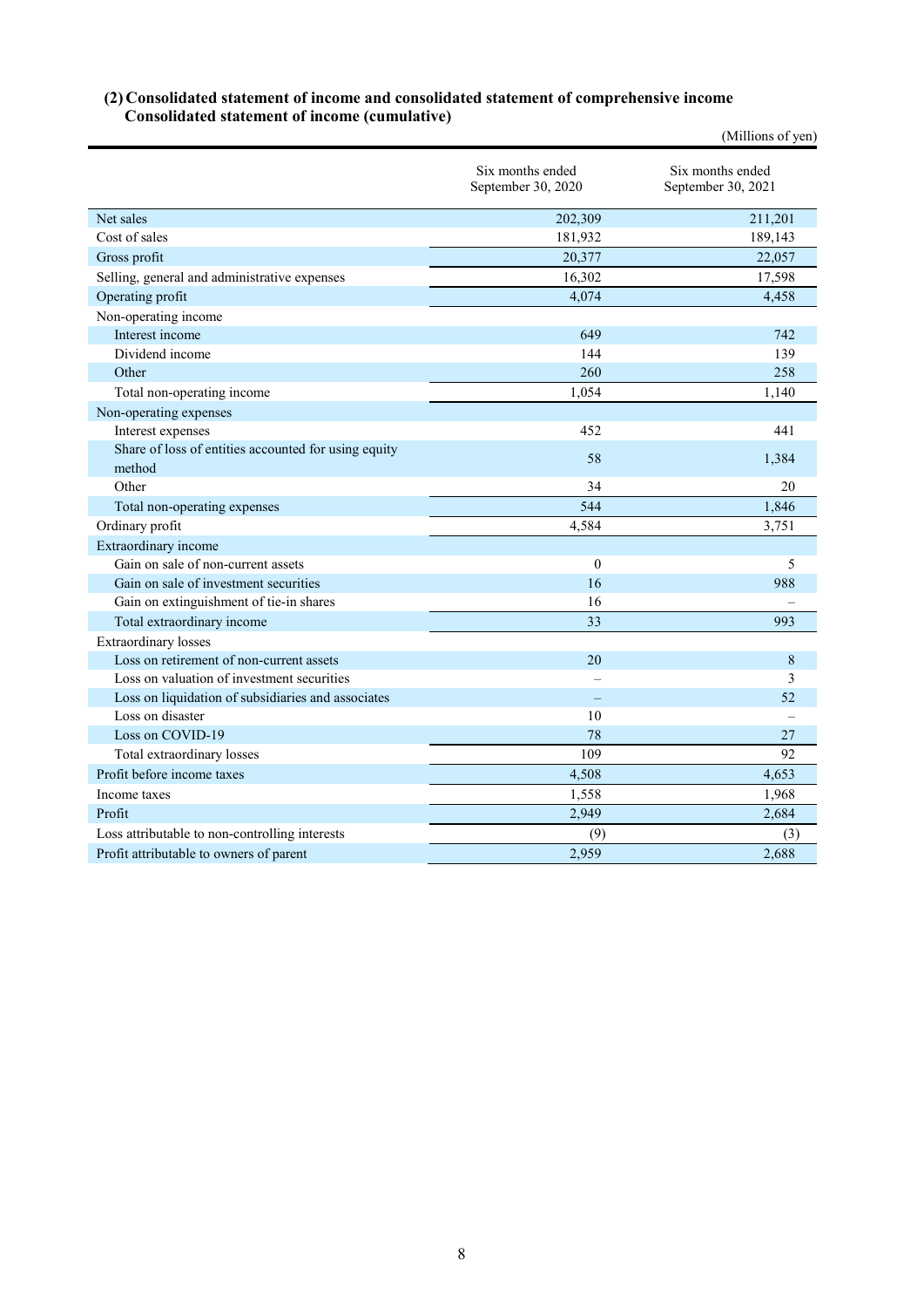### (2) Consolidated statement of income and consolidated statement of comprehensive income
### Consolidated statement of income (cumulative)

(Millions of yen)

| | Six months ended September 30, 2020 | Six months ended September 30, 2021 |
|---|---|---|
| Net sales | 202,309 | 211,201 |
| Cost of sales | 181,932 | 189,143 |
| Gross profit | 20,377 | 22,057 |
| Selling, general and administrative expenses | 16,302 | 17,598 |
| Operating profit | 4,074 | 4,458 |
| Non-operating income | | |
| Interest income | 649 | 742 |
| Dividend income | 144 | 139 |
| Other | 260 | 258 |
| Total non-operating income | 1,054 | 1,140 |
| Non-operating expenses | | |
| Interest expenses | 452 | 441 |
| Share of loss of entities accounted for using equity method | 58 | 1,384 |
| Other | 34 | 20 |
| Total non-operating expenses | 544 | 1,846 |
| Ordinary profit | 4,584 | 3,751 |
| Extraordinary income | | |
| Gain on sale of non-current assets | 0 | 5 |
| Gain on sale of investment securities | 16 | 988 |
| Gain on extinguishment of tie-in shares | 16 | – |
| Total extraordinary income | 33 | 993 |
| Extraordinary losses | | |
| Loss on retirement of non-current assets | 20 | 8 |
| Loss on valuation of investment securities | – | 3 |
| Loss on liquidation of subsidiaries and associates | – | 52 |
| Loss on disaster | 10 | – |
| Loss on COVID-19 | 78 | 27 |
| Total extraordinary losses | 109 | 92 |
| Profit before income taxes | 4,508 | 4,653 |
| Income taxes | 1,558 | 1,968 |
| Profit | 2,949 | 2,684 |
| Loss attributable to non-controlling interests | (9) | (3) |
| Profit attributable to owners of parent | 2,959 | 2,688 |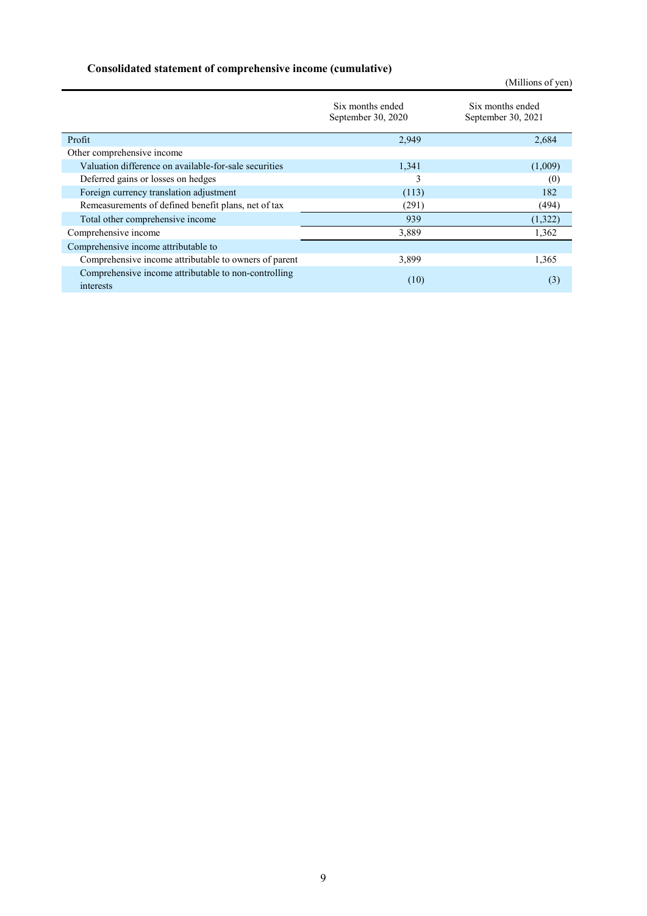### Consolidated statement of comprehensive income (cumulative)

(Millions of yen)

| | Six months ended September 30, 2020 | Six months ended September 30, 2021 |
|---|---|---|
| Profit | 2,949 | 2,684 |
| Other comprehensive income | | |
| Valuation difference on available-for-sale securities | 1,341 | (1,009) |
| Deferred gains or losses on hedges | 3 | (0) |
| Foreign currency translation adjustment | (113) | 182 |
| Remeasurements of defined benefit plans, net of tax | (291) | (494) |
| Total other comprehensive income | 939 | (1,322) |
| Comprehensive income | 3,889 | 1,362 |
| Comprehensive income attributable to | | |
| Comprehensive income attributable to owners of parent | 3,899 | 1,365 |
| Comprehensive income attributable to non-controlling interests | (10) | (3) |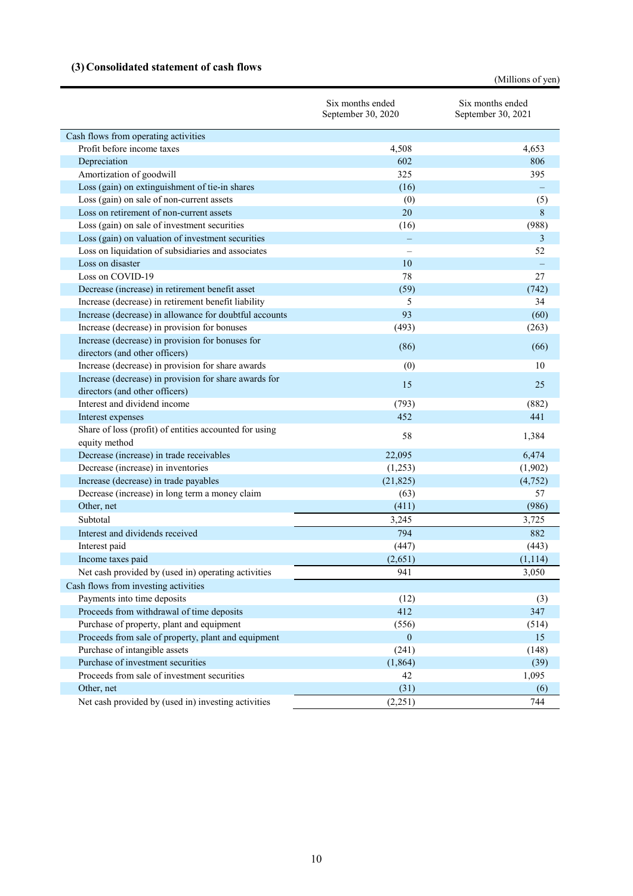### (3) Consolidated statement of cash flows

(Millions of yen)

| | Six months ended September 30, 2020 | Six months ended September 30, 2021 |
|---|---|---|
| Cash flows from operating activities | | |
| Profit before income taxes | 4,508 | 4,653 |
| Depreciation | 602 | 806 |
| Amortization of goodwill | 325 | 395 |
| Loss (gain) on extinguishment of tie-in shares | (16) | – |
| Loss (gain) on sale of non-current assets | (0) | (5) |
| Loss on retirement of non-current assets | 20 | 8 |
| Loss (gain) on sale of investment securities | (16) | (988) |
| Loss (gain) on valuation of investment securities | – | 3 |
| Loss on liquidation of subsidiaries and associates | – | 52 |
| Loss on disaster | 10 | – |
| Loss on COVID-19 | 78 | 27 |
| Decrease (increase) in retirement benefit asset | (59) | (742) |
| Increase (decrease) in retirement benefit liability | 5 | 34 |
| Increase (decrease) in allowance for doubtful accounts | 93 | (60) |
| Increase (decrease) in provision for bonuses | (493) | (263) |
| Increase (decrease) in provision for bonuses for directors (and other officers) | (86) | (66) |
| Increase (decrease) in provision for share awards | (0) | 10 |
| Increase (decrease) in provision for share awards for directors (and other officers) | 15 | 25 |
| Interest and dividend income | (793) | (882) |
| Interest expenses | 452 | 441 |
| Share of loss (profit) of entities accounted for using equity method | 58 | 1,384 |
| Decrease (increase) in trade receivables | 22,095 | 6,474 |
| Decrease (increase) in inventories | (1,253) | (1,902) |
| Increase (decrease) in trade payables | (21,825) | (4,752) |
| Decrease (increase) in long term a money claim | (63) | 57 |
| Other, net | (411) | (986) |
| Subtotal | 3,245 | 3,725 |
| Interest and dividends received | 794 | 882 |
| Interest paid | (447) | (443) |
| Income taxes paid | (2,651) | (1,114) |
| Net cash provided by (used in) operating activities | 941 | 3,050 |
| Cash flows from investing activities | | |
| Payments into time deposits | (12) | (3) |
| Proceeds from withdrawal of time deposits | 412 | 347 |
| Purchase of property, plant and equipment | (556) | (514) |
| Proceeds from sale of property, plant and equipment | 0 | 15 |
| Purchase of intangible assets | (241) | (148) |
| Purchase of investment securities | (1,864) | (39) |
| Proceeds from sale of investment securities | 42 | 1,095 |
| Other, net | (31) | (6) |
| Net cash provided by (used in) investing activities | (2,251) | 744 |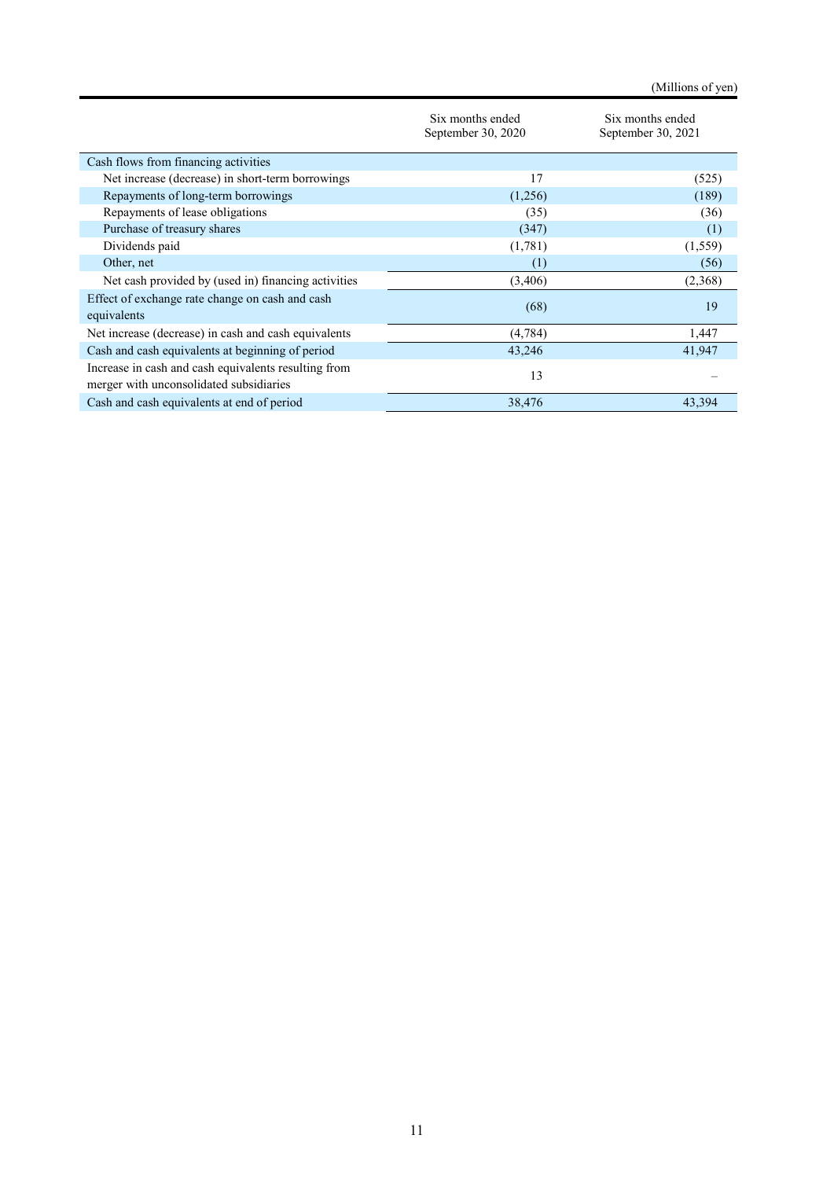(Millions of yen)

| | Six months ended September 30, 2020 | Six months ended September 30, 2021 |
|---|---|---|
| Cash flows from financing activities | | |
| Net increase (decrease) in short-term borrowings | 17 | (525) |
| Repayments of long-term borrowings | (1,256) | (189) |
| Repayments of lease obligations | (35) | (36) |
| Purchase of treasury shares | (347) | (1) |
| Dividends paid | (1,781) | (1,559) |
| Other, net | (1) | (56) |
| Net cash provided by (used in) financing activities | (3,406) | (2,368) |
| Effect of exchange rate change on cash and cash equivalents | (68) | 19 |
| Net increase (decrease) in cash and cash equivalents | (4,784) | 1,447 |
| Cash and cash equivalents at beginning of period | 43,246 | 41,947 |
| Increase in cash and cash equivalents resulting from merger with unconsolidated subsidiaries | 13 | – |
| Cash and cash equivalents at end of period | 38,476 | 43,394 |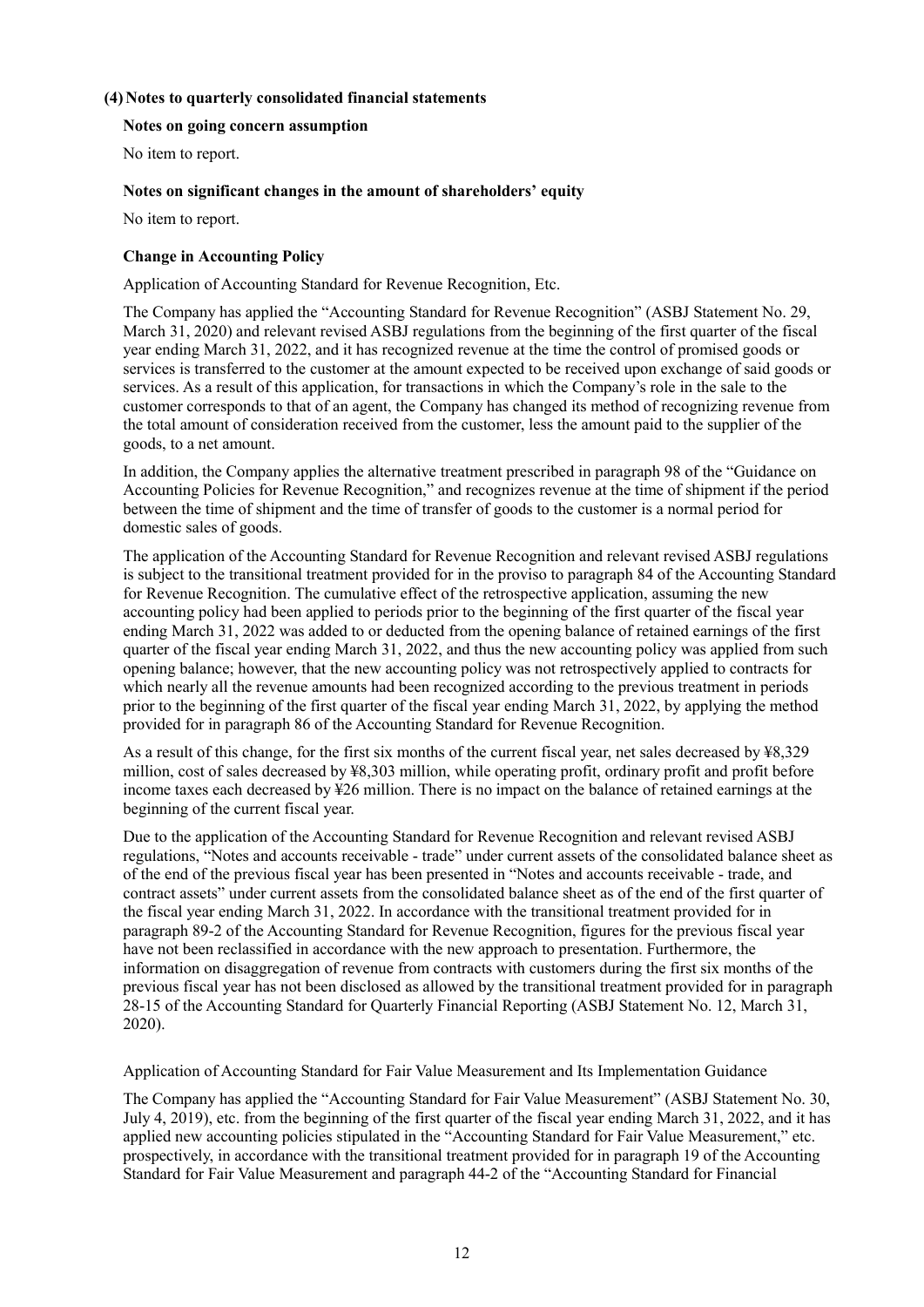### (4) Notes to quarterly consolidated financial statements

**Notes on going concern assumption**

No item to report.

**Notes on significant changes in the amount of shareholders' equity**

No item to report.

**Change in Accounting Policy**

Application of Accounting Standard for Revenue Recognition, Etc.

The Company has applied the "Accounting Standard for Revenue Recognition" (ASBJ Statement No. 29, March 31, 2020) and relevant revised ASBJ regulations from the beginning of the first quarter of the fiscal year ending March 31, 2022, and it has recognized revenue at the time the control of promised goods or services is transferred to the customer at the amount expected to be received upon exchange of said goods or services. As a result of this application, for transactions in which the Company's role in the sale to the customer corresponds to that of an agent, the Company has changed its method of recognizing revenue from the total amount of consideration received from the customer, less the amount paid to the supplier of the goods, to a net amount.

In addition, the Company applies the alternative treatment prescribed in paragraph 98 of the "Guidance on Accounting Policies for Revenue Recognition," and recognizes revenue at the time of shipment if the period between the time of shipment and the time of transfer of goods to the customer is a normal period for domestic sales of goods.

The application of the Accounting Standard for Revenue Recognition and relevant revised ASBJ regulations is subject to the transitional treatment provided for in the proviso to paragraph 84 of the Accounting Standard for Revenue Recognition. The cumulative effect of the retrospective application, assuming the new accounting policy had been applied to periods prior to the beginning of the first quarter of the fiscal year ending March 31, 2022 was added to or deducted from the opening balance of retained earnings of the first quarter of the fiscal year ending March 31, 2022, and thus the new accounting policy was applied from such opening balance; however, that the new accounting policy was not retrospectively applied to contracts for which nearly all the revenue amounts had been recognized according to the previous treatment in periods prior to the beginning of the first quarter of the fiscal year ending March 31, 2022, by applying the method provided for in paragraph 86 of the Accounting Standard for Revenue Recognition.

As a result of this change, for the first six months of the current fiscal year, net sales decreased by ¥8,329 million, cost of sales decreased by ¥8,303 million, while operating profit, ordinary profit and profit before income taxes each decreased by ¥26 million. There is no impact on the balance of retained earnings at the beginning of the current fiscal year.

Due to the application of the Accounting Standard for Revenue Recognition and relevant revised ASBJ regulations, "Notes and accounts receivable - trade" under current assets of the consolidated balance sheet as of the end of the previous fiscal year has been presented in "Notes and accounts receivable - trade, and contract assets" under current assets from the consolidated balance sheet as of the end of the first quarter of the fiscal year ending March 31, 2022. In accordance with the transitional treatment provided for in paragraph 89-2 of the Accounting Standard for Revenue Recognition, figures for the previous fiscal year have not been reclassified in accordance with the new approach to presentation. Furthermore, the information on disaggregation of revenue from contracts with customers during the first six months of the previous fiscal year has not been disclosed as allowed by the transitional treatment provided for in paragraph 28-15 of the Accounting Standard for Quarterly Financial Reporting (ASBJ Statement No. 12, March 31, 2020).

Application of Accounting Standard for Fair Value Measurement and Its Implementation Guidance

The Company has applied the "Accounting Standard for Fair Value Measurement" (ASBJ Statement No. 30, July 4, 2019), etc. from the beginning of the first quarter of the fiscal year ending March 31, 2022, and it has applied new accounting policies stipulated in the "Accounting Standard for Fair Value Measurement," etc. prospectively, in accordance with the transitional treatment provided for in paragraph 19 of the Accounting Standard for Fair Value Measurement and paragraph 44-2 of the "Accounting Standard for Financial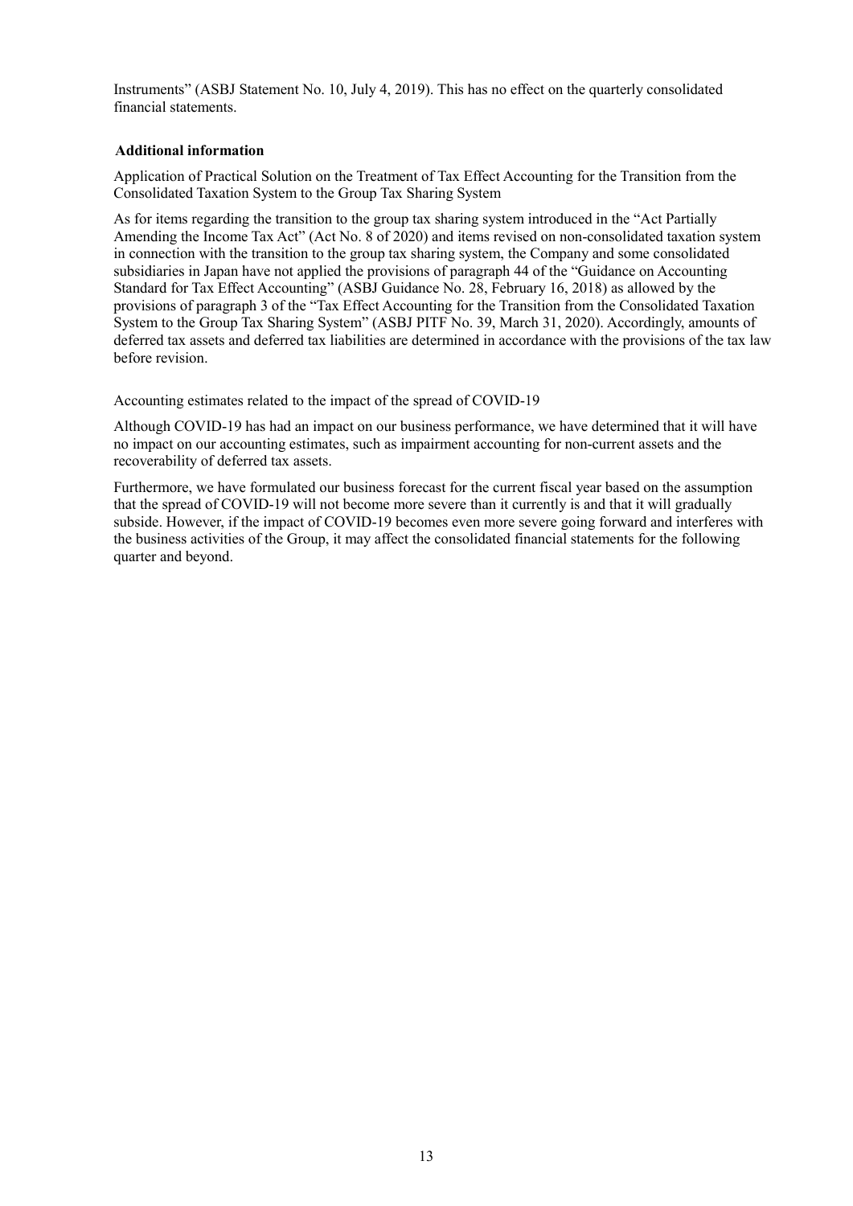Instruments" (ASBJ Statement No. 10, July 4, 2019). This has no effect on the quarterly consolidated financial statements.

**Additional information**

Application of Practical Solution on the Treatment of Tax Effect Accounting for the Transition from the Consolidated Taxation System to the Group Tax Sharing System

As for items regarding the transition to the group tax sharing system introduced in the "Act Partially Amending the Income Tax Act" (Act No. 8 of 2020) and items revised on non-consolidated taxation system in connection with the transition to the group tax sharing system, the Company and some consolidated subsidiaries in Japan have not applied the provisions of paragraph 44 of the "Guidance on Accounting Standard for Tax Effect Accounting" (ASBJ Guidance No. 28, February 16, 2018) as allowed by the provisions of paragraph 3 of the "Tax Effect Accounting for the Transition from the Consolidated Taxation System to the Group Tax Sharing System" (ASBJ PITF No. 39, March 31, 2020). Accordingly, amounts of deferred tax assets and deferred tax liabilities are determined in accordance with the provisions of the tax law before revision.

Accounting estimates related to the impact of the spread of COVID-19

Although COVID-19 has had an impact on our business performance, we have determined that it will have no impact on our accounting estimates, such as impairment accounting for non-current assets and the recoverability of deferred tax assets.

Furthermore, we have formulated our business forecast for the current fiscal year based on the assumption that the spread of COVID-19 will not become more severe than it currently is and that it will gradually subside. However, if the impact of COVID-19 becomes even more severe going forward and interferes with the business activities of the Group, it may affect the consolidated financial statements for the following quarter and beyond.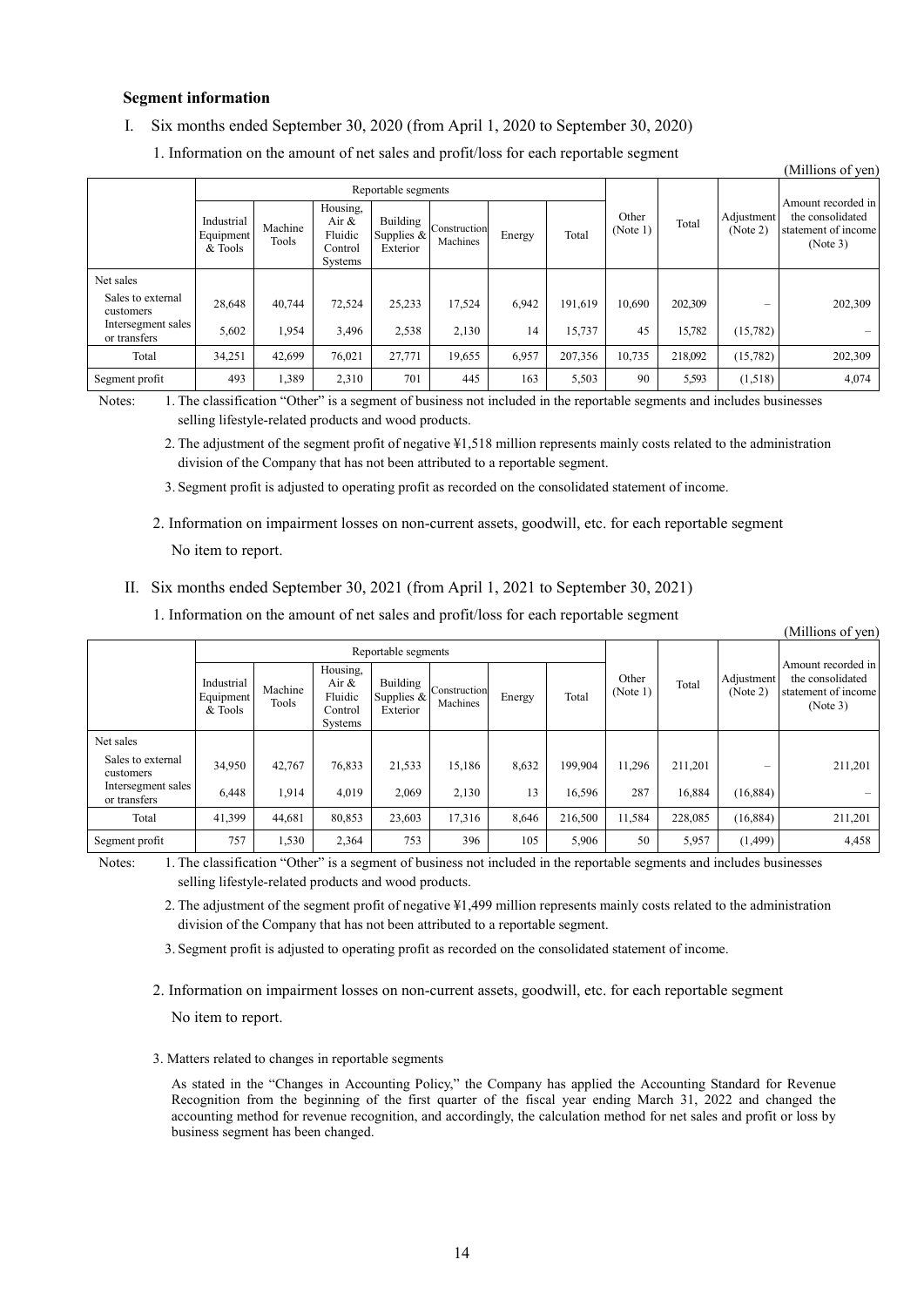### Segment information

I. Six months ended September 30, 2020 (from April 1, 2020 to September 30, 2020)

1. Information on the amount of net sales and profit/loss for each reportable segment

(Millions of yen)

| | Reportable segments | | | | | | | Other (Note 1) | Total | Adjustment (Note 2) | Amount recorded in the consolidated statement of income (Note 3) |
|---|---|---|---|---|---|---|---|---|---|---|---|
| | Industrial Equipment & Tools | Machine Tools | Housing, Air & Fluidic Control Systems | Building Supplies & Exterior | Construction Machines | Energy | Total | | | | |
| Net sales | | | | | | | | | | | |
| Sales to external customers | 28,648 | 40,744 | 72,524 | 25,233 | 17,524 | 6,942 | 191,619 | 10,690 | 202,309 | – | 202,309 |
| Intersegment sales or transfers | 5,602 | 1,954 | 3,496 | 2,538 | 2,130 | 14 | 15,737 | 45 | 15,782 | (15,782) | – |
| Total | 34,251 | 42,699 | 76,021 | 27,771 | 19,655 | 6,957 | 207,356 | 10,735 | 218,092 | (15,782) | 202,309 |
| Segment profit | 493 | 1,389 | 2,310 | 701 | 445 | 163 | 5,503 | 90 | 5,593 | (1,518) | 4,074 |

Notes:
1. The classification "Other" is a segment of business not included in the reportable segments and includes businesses selling lifestyle-related products and wood products.
2. The adjustment of the segment profit of negative ¥1,518 million represents mainly costs related to the administration division of the Company that has not been attributed to a reportable segment.
3. Segment profit is adjusted to operating profit as recorded on the consolidated statement of income.

2. Information on impairment losses on non-current assets, goodwill, etc. for each reportable segment

No item to report.

II. Six months ended September 30, 2021 (from April 1, 2021 to September 30, 2021)

1. Information on the amount of net sales and profit/loss for each reportable segment

(Millions of yen)

| | Reportable segments | | | | | | | Other (Note 1) | Total | Adjustment (Note 2) | Amount recorded in the consolidated statement of income (Note 3) |
|---|---|---|---|---|---|---|---|---|---|---|---|
| | Industrial Equipment & Tools | Machine Tools | Housing, Air & Fluidic Control Systems | Building Supplies & Exterior | Construction Machines | Energy | Total | | | | |
| Net sales | | | | | | | | | | | |
| Sales to external customers | 34,950 | 42,767 | 76,833 | 21,533 | 15,186 | 8,632 | 199,904 | 11,296 | 211,201 | – | 211,201 |
| Intersegment sales or transfers | 6,448 | 1,914 | 4,019 | 2,069 | 2,130 | 13 | 16,596 | 287 | 16,884 | (16,884) | – |
| Total | 41,399 | 44,681 | 80,853 | 23,603 | 17,316 | 8,646 | 216,500 | 11,584 | 228,085 | (16,884) | 211,201 |
| Segment profit | 757 | 1,530 | 2,364 | 753 | 396 | 105 | 5,906 | 50 | 5,957 | (1,499) | 4,458 |

Notes:
1. The classification "Other" is a segment of business not included in the reportable segments and includes businesses selling lifestyle-related products and wood products.
2. The adjustment of the segment profit of negative ¥1,499 million represents mainly costs related to the administration division of the Company that has not been attributed to a reportable segment.
3. Segment profit is adjusted to operating profit as recorded on the consolidated statement of income.

2. Information on impairment losses on non-current assets, goodwill, etc. for each reportable segment

No item to report.

3. Matters related to changes in reportable segments

As stated in the "Changes in Accounting Policy," the Company has applied the Accounting Standard for Revenue Recognition from the beginning of the first quarter of the fiscal year ending March 31, 2022 and changed the accounting method for revenue recognition, and accordingly, the calculation method for net sales and profit or loss by business segment has been changed.